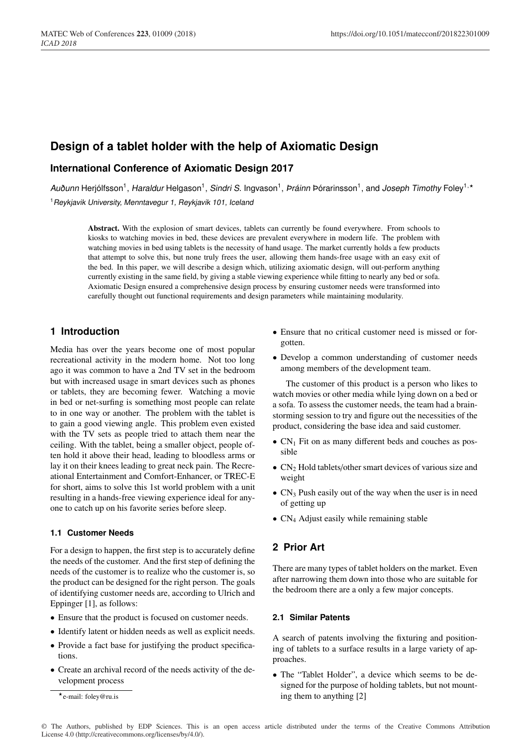# Design of a tablet holder with the help of Axiomatic Design

## International Conference of Axiomatic Design 2017

*Auðunn* Herjólfsson[1], *Haraldur* Helgason[1], *Sindri S.* Ingvason[1], *Þráinn* Þórarinsson[1], and *Joseph Timothy* Foley[1,⋆]

[1] *Reykjavik University, Menntavegur 1, Reykjavik 101, Iceland*

**Abstract.** With the explosion of smart devices, tablets can currently be found everywhere. From schools to kiosks to watching movies in bed, these devices are prevalent everywhere in modern life. The problem with watching movies in bed using tablets is the necessity of hand usage. The market currently holds a few products that attempt to solve this, but none truly frees the user, allowing them hands-free usage with an easy exit of the bed. In this paper, we will describe a design which, utilizing axiomatic design, will out-perform anything currently existing in the same field, by giving a stable viewing experience while fitting to nearly any bed or sofa. Axiomatic Design ensured a comprehensive design process by ensuring customer needs were transformed into carefully thought out functional requirements and design parameters while maintaining modularity.

## 1 Introduction

Media has over the years become one of most popular recreational activity in the modern home. Not too long ago it was common to have a 2nd TV set in the bedroom but with increased usage in smart devices such as phones or tablets, they are becoming fewer. Watching a movie in bed or net-surfing is something most people can relate to in one way or another. The problem with the tablet is to gain a good viewing angle. This problem even existed with the TV sets as people tried to attach them near the ceiling. With the tablet, being a smaller object, people often hold it above their head, leading to bloodless arms or lay it on their knees leading to great neck pain. The Recreational Entertainment and Comfort-Enhancer, or TREC-E for short, aims to solve this 1st world problem with a unit resulting in a hands-free viewing experience ideal for anyone to catch up on his favorite series before sleep.

### 1.1 Customer Needs

For a design to happen, the first step is to accurately define the needs of the customer. And the first step of defining the needs of the customer is to realize who the customer is, so the product can be designed for the right person. The goals of identifying customer needs are, according to Ulrich and Eppinger [1], as follows:

- Ensure that the product is focused on customer needs.
- Identify latent or hidden needs as well as explicit needs.
- Provide a fact base for justifying the product specifications.
- Create an archival record of the needs activity of the development process
- Ensure that no critical customer need is missed or forgotten.
- Develop a common understanding of customer needs among members of the development team.

The customer of this product is a person who likes to watch movies or other media while lying down on a bed or a sofa. To assess the customer needs, the team had a brainstorming session to try and figure out the necessities of the product, considering the base idea and said customer.

- $CN_1$ Fit on as many different beds and couches as possible
- $CN_2$ Hold tablets/other smart devices of various size and weight
- $CN_3$ Push easily out of the way when the user is in need of getting up
- $CN_4$ Adjust easily while remaining stable

## 2 Prior Art

There are many types of tablet holders on the market. Even after narrowing them down into those who are suitable for the bedroom there are a only a few major concepts.

### 2.1 Similar Patents

A search of patents involving the fixturing and positioning of tablets to a surface results in a large variety of approaches.

- The "Tablet Holder", a device which seems to be designed for the purpose of holding tablets, but not mounting them to anything [2]

⋆e-mail: foley@ru.is

© The Authors, published by EDP Sciences. This is an open access article distributed under the terms of the Creative Commons Attribution License 4.0 (http://creativecommons.org/licenses/by/4.0/).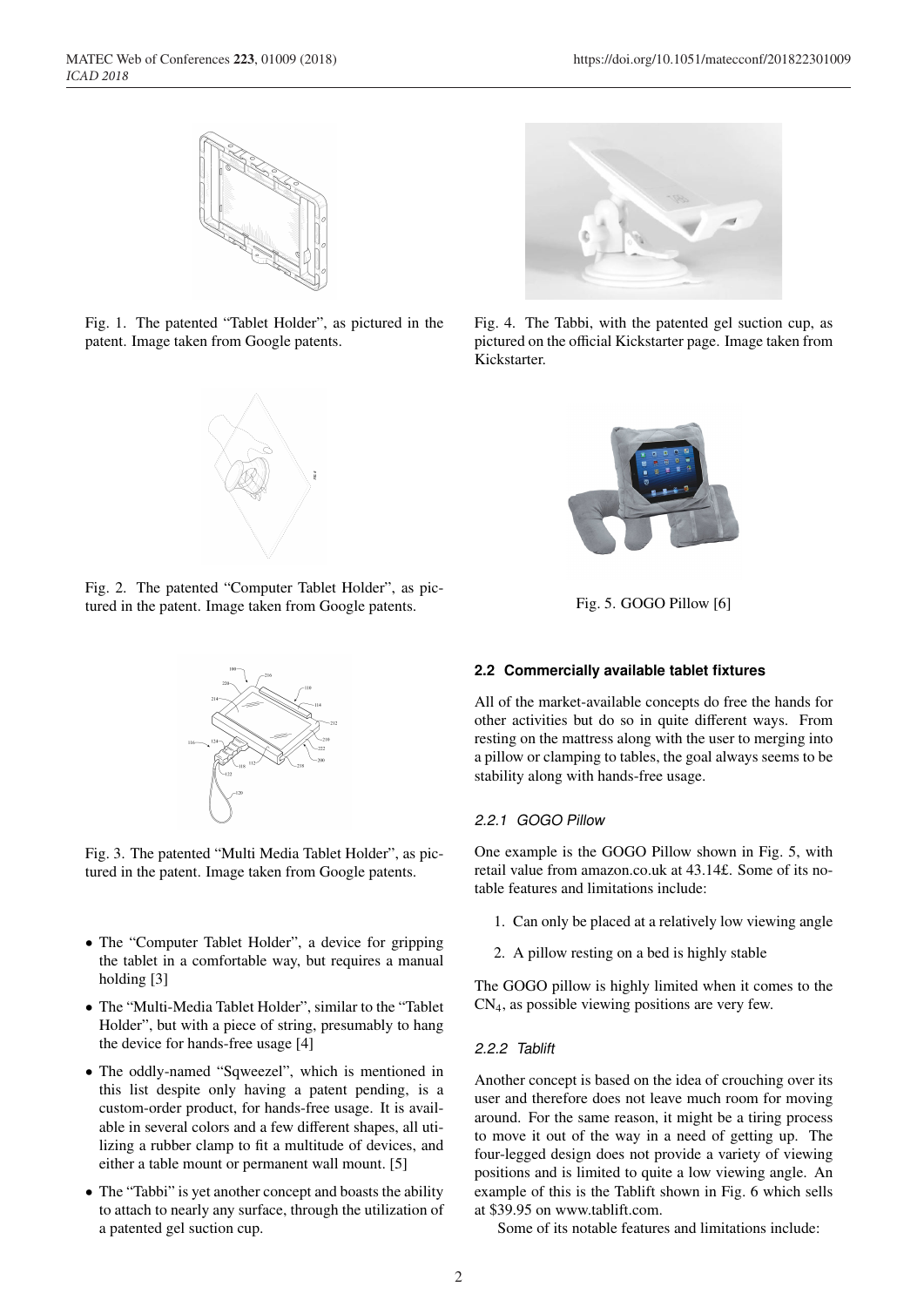Fig. 1. The patented "Tablet Holder", as pictured in the patent. Image taken from Google patents.

Fig. 2. The patented "Computer Tablet Holder", as pictured in the patent. Image taken from Google patents.

Fig. 3. The patented "Multi Media Tablet Holder", as pictured in the patent. Image taken from Google patents.

- The "Computer Tablet Holder", a device for gripping the tablet in a comfortable way, but requires a manual holding [3]
- The "Multi-Media Tablet Holder", similar to the "Tablet Holder", but with a piece of string, presumably to hang the device for hands-free usage [4]
- The oddly-named "Sqweezel", which is mentioned in this list despite only having a patent pending, is a custom-order product, for hands-free usage. It is available in several colors and a few different shapes, all utilizing a rubber clamp to fit a multitude of devices, and either a table mount or permanent wall mount. [5]
- The "Tabbi" is yet another concept and boasts the ability to attach to nearly any surface, through the utilization of a patented gel suction cup.

Fig. 4. The Tabbi, with the patented gel suction cup, as pictured on the official Kickstarter page. Image taken from Kickstarter.

Fig. 5. GOGO Pillow [6]

### 2.2 Commercially available tablet fixtures

All of the market-available concepts do free the hands for other activities but do so in quite different ways. From resting on the mattress along with the user to merging into a pillow or clamping to tables, the goal always seems to be stability along with hands-free usage.

#### 2.2.1 GOGO Pillow

One example is the GOGO Pillow shown in Fig. 5, with retail value from amazon.co.uk at 43.14£. Some of its notable features and limitations include:

1. Can only be placed at a relatively low viewing angle
2. A pillow resting on a bed is highly stable

The GOGO pillow is highly limited when it comes to the $CN_4$, as possible viewing positions are very few.

#### 2.2.2 Tablift

Another concept is based on the idea of crouching over its user and therefore does not leave much room for moving around. For the same reason, it might be a tiring process to move it out of the way in a need of getting up. The four-legged design does not provide a variety of viewing positions and is limited to quite a low viewing angle. An example of this is the Tablift shown in Fig. 6 which sells at $39.95 on www.tablift.com.

Some of its notable features and limitations include: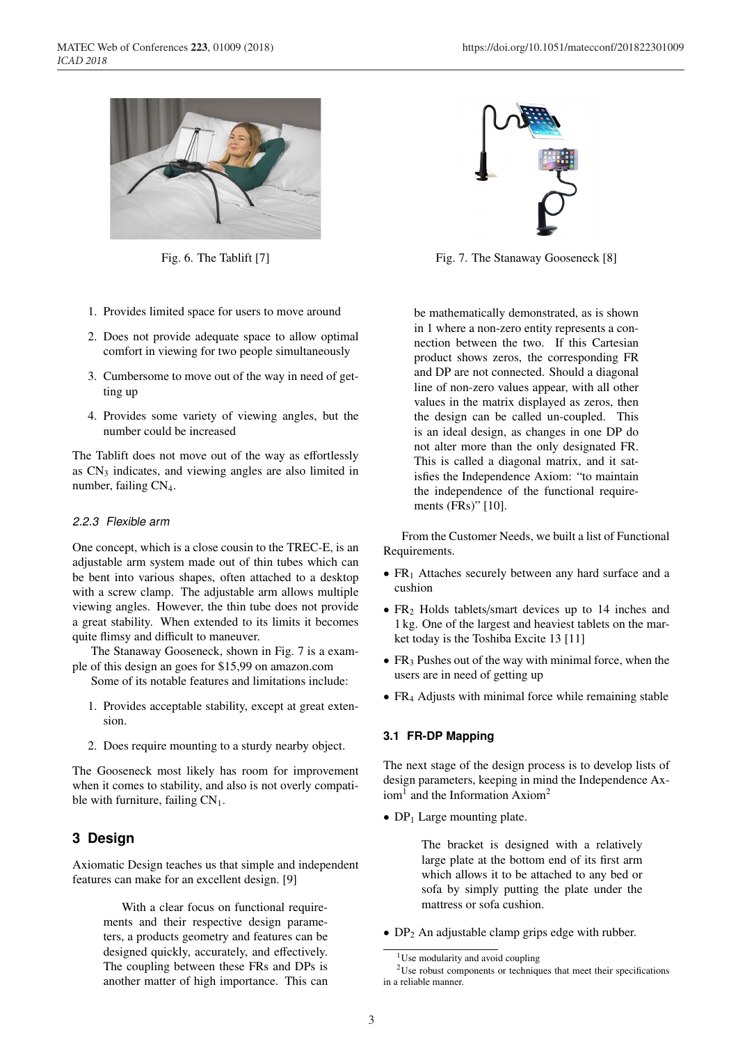Fig. 6. The Tablift [7]

Fig. 7. The Stanaway Gooseneck [8]

1. Provides limited space for users to move around
2. Does not provide adequate space to allow optimal comfort in viewing for two people simultaneously
3. Cumbersome to move out of the way in need of getting up
4. Provides some variety of viewing angles, but the number could be increased

The Tablift does not move out of the way as effortlessly as $CN_3$ indicates, and viewing angles are also limited in number, failing $CN_4$.

#### 2.2.3 Flexible arm

One concept, which is a close cousin to the TREC-E, is an adjustable arm system made out of thin tubes which can be bent into various shapes, often attached to a desktop with a screw clamp. The adjustable arm allows multiple viewing angles. However, the thin tube does not provide a great stability. When extended to its limits it becomes quite flimsy and difficult to maneuver.

The Stanaway Gooseneck, shown in Fig. 7 is a example of this design an goes for $15,99 on amazon.com

Some of its notable features and limitations include:

1. Provides acceptable stability, except at great extension.
2. Does require mounting to a sturdy nearby object.

The Gooseneck most likely has room for improvement when it comes to stability, and also is not overly compatible with furniture, failing $CN_1$.

## 3 Design

Axiomatic Design teaches us that simple and independent features can make for an excellent design. [9]

> With a clear focus on functional requirements and their respective design parameters, a products geometry and features can be designed quickly, accurately, and effectively. The coupling between these FRs and DPs is another matter of high importance. This can be mathematically demonstrated, as is shown in 1 where a non-zero entity represents a connection between the two. If this Cartesian product shows zeros, the corresponding FR and DP are not connected. Should a diagonal line of non-zero values appear, with all other values in the matrix displayed as zeros, then the design can be called un-coupled. This is an ideal design, as changes in one DP do not alter more than the only designated FR. This is called a diagonal matrix, and it satisfies the Independence Axiom: "to maintain the independence of the functional requirements (FRs)" [10].

From the Customer Needs, we built a list of Functional Requirements.

- $FR_1$ Attaches securely between any hard surface and a cushion
- $FR_2$ Holds tablets/smart devices up to 14 inches and 1 kg. One of the largest and heaviest tablets on the market today is the Toshiba Excite 13 [11]
- $FR_3$ Pushes out of the way with minimal force, when the users are in need of getting up
- $FR_4$ Adjusts with minimal force while remaining stable

### 3.1 FR-DP Mapping

The next stage of the design process is to develop lists of design parameters, keeping in mind the Independence Axiom[1] and the Information Axiom[2]

- $DP_1$ Large mounting plate.

  > The bracket is designed with a relatively large plate at the bottom end of its first arm which allows it to be attached to any bed or sofa by simply putting the plate under the mattress or sofa cushion.

- $DP_2$ An adjustable clamp grips edge with rubber.

[1] Use modularity and avoid coupling

[2] Use robust components or techniques that meet their specifications in a reliable manner.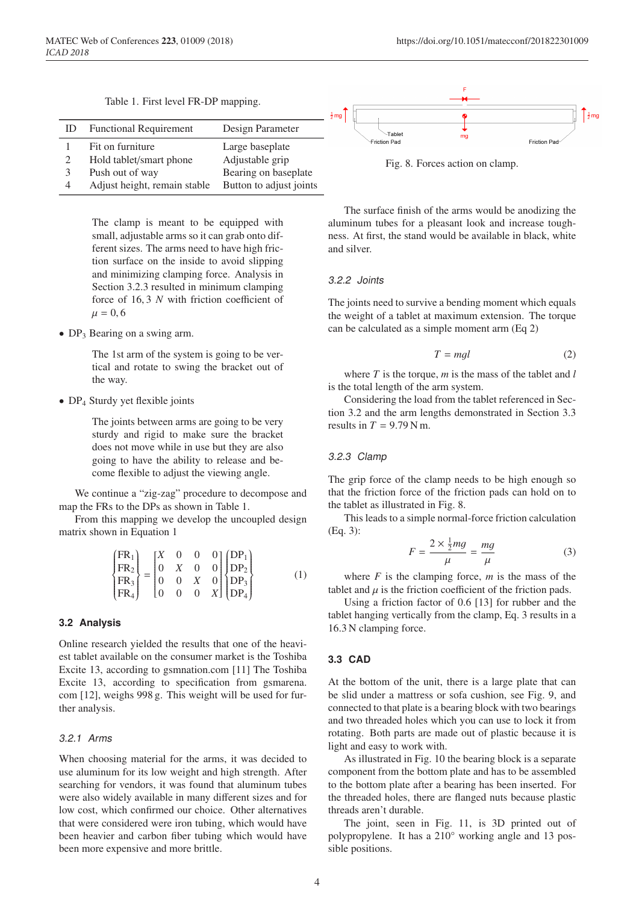Table 1. First level FR-DP mapping.

| ID | Functional Requirement | Design Parameter |
|---|---|---|
| 1 | Fit on furniture | Large baseplate |
| 2 | Hold tablet/smart phone | Adjustable grip |
| 3 | Push out of way | Bearing on baseplate |
| 4 | Adjust height, remain stable | Button to adjust joints |

The clamp is meant to be equipped with small, adjustable arms so it can grab onto different sizes. The arms need to have high friction surface on the inside to avoid slipping and minimizing clamping force. Analysis in Section 3.2.3 resulted in minimum clamping force of $16,3\ N$ with friction coefficient of $\mu = 0,6$

- $DP_3$ Bearing on a swing arm.

  The 1st arm of the system is going to be vertical and rotate to swing the bracket out of the way.

- $DP_4$ Sturdy yet flexible joints

  The joints between arms are going to be very sturdy and rigid to make sure the bracket does not move while in use but they are also going to have the ability to release and become flexible to adjust the viewing angle.

We continue a "zig-zag" procedure to decompose and map the FRs to the DPs as shown in Table 1.

From this mapping we develop the uncoupled design matrix shown in Equation 1

$$\begin{Bmatrix} FR_1 \\ FR_2 \\ FR_3 \\ FR_4 \end{Bmatrix} = \begin{bmatrix} X & 0 & 0 & 0 \\ 0 & X & 0 & 0 \\ 0 & 0 & X & 0 \\ 0 & 0 & 0 & X \end{bmatrix} \begin{Bmatrix} DP_1 \\ DP_2 \\ DP_3 \\ DP_4 \end{Bmatrix} \tag{1}$$

## 3.2 Analysis

Online research yielded the results that one of the heaviest tablet available on the consumer market is the Toshiba Excite 13, according to gsmnation.com [11] The Toshiba Excite 13, according to specification from gsmarena.com [12], weighs 998 g. This weight will be used for further analysis.

### 3.2.1 Arms

When choosing material for the arms, it was decided to use aluminum for its low weight and high strength. After searching for vendors, it was found that aluminum tubes were also widely available in many different sizes and for low cost, which confirmed our choice. Other alternatives that were considered were iron tubing, which would have been heavier and carbon fiber tubing which would have been more expensive and more brittle.

Fig. 8. Forces action on clamp.

The surface finish of the arms would be anodizing the aluminum tubes for a pleasant look and increase toughness. At first, the stand would be available in black, white and silver.

### 3.2.2 Joints

The joints need to survive a bending moment which equals the weight of a tablet at maximum extension. The torque can be calculated as a simple moment arm (Eq 2)

$$T = mgl \tag{2}$$

where $T$ is the torque, $m$ is the mass of the tablet and $l$ is the total length of the arm system.

Considering the load from the tablet referenced in Section 3.2 and the arm lengths demonstrated in Section 3.3 results in $T = 9.79$ N m.

### 3.2.3 Clamp

The grip force of the clamp needs to be high enough so that the friction force of the friction pads can hold on to the tablet as illustrated in Fig. 8.

This leads to a simple normal-force friction calculation (Eq. 3):

$$F = \frac{2 \times \frac{1}{2}mg}{\mu} = \frac{mg}{\mu} \tag{3}$$

where $F$ is the clamping force, $m$ is the mass of the tablet and $\mu$ is the friction coefficient of the friction pads.

Using a friction factor of 0.6 [13] for rubber and the tablet hanging vertically from the clamp, Eq. 3 results in a 16.3 N clamping force.

## 3.3 CAD

At the bottom of the unit, there is a large plate that can be slid under a mattress or sofa cushion, see Fig. 9, and connected to that plate is a bearing block with two bearings and two threaded holes which you can use to lock it from rotating. Both parts are made out of plastic because it is light and easy to work with.

As illustrated in Fig. 10 the bearing block is a separate component from the bottom plate and has to be assembled to the bottom plate after a bearing has been inserted. For the threaded holes, there are flanged nuts because plastic threads aren't durable.

The joint, seen in Fig. 11, is 3D printed out of polypropylene. It has a 210° working angle and 13 possible positions.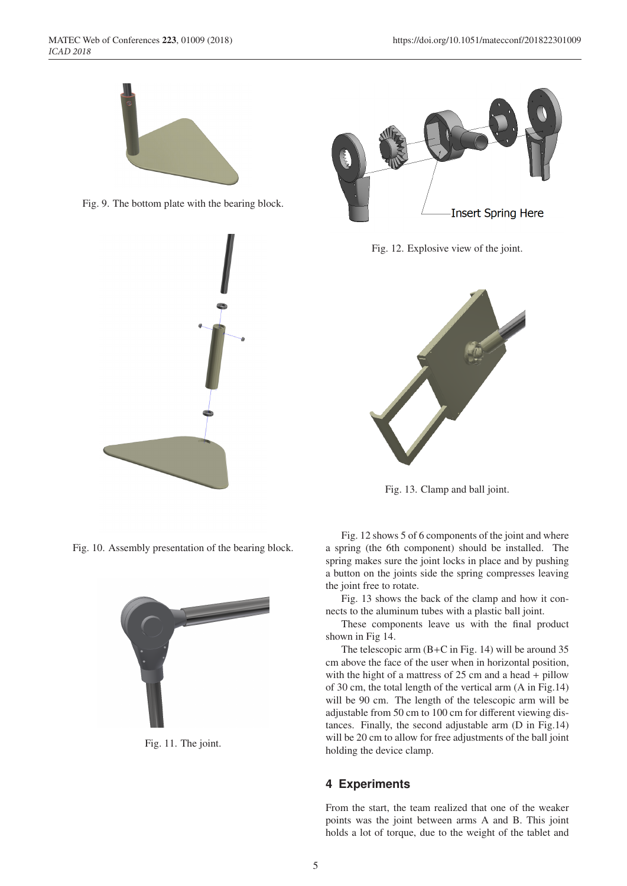Fig. 9. The bottom plate with the bearing block.

Fig. 10. Assembly presentation of the bearing block.

Fig. 11. The joint.

Insert Spring Here

Fig. 12. Explosive view of the joint.

Fig. 13. Clamp and ball joint.

Fig. 12 shows 5 of 6 components of the joint and where a spring (the 6th component) should be installed. The spring makes sure the joint locks in place and by pushing a button on the joints side the spring compresses leaving the joint free to rotate.

Fig. 13 shows the back of the clamp and how it connects to the aluminum tubes with a plastic ball joint.

These components leave us with the final product shown in Fig 14.

The telescopic arm (B+C in Fig. 14) will be around 35 cm above the face of the user when in horizontal position, with the hight of a mattress of 25 cm and a head + pillow of 30 cm, the total length of the vertical arm (A in Fig.14) will be 90 cm. The length of the telescopic arm will be adjustable from 50 cm to 100 cm for different viewing distances. Finally, the second adjustable arm (D in Fig.14) will be 20 cm to allow for free adjustments of the ball joint holding the device clamp.

## 4 Experiments

From the start, the team realized that one of the weaker points was the joint between arms A and B. This joint holds a lot of torque, due to the weight of the tablet and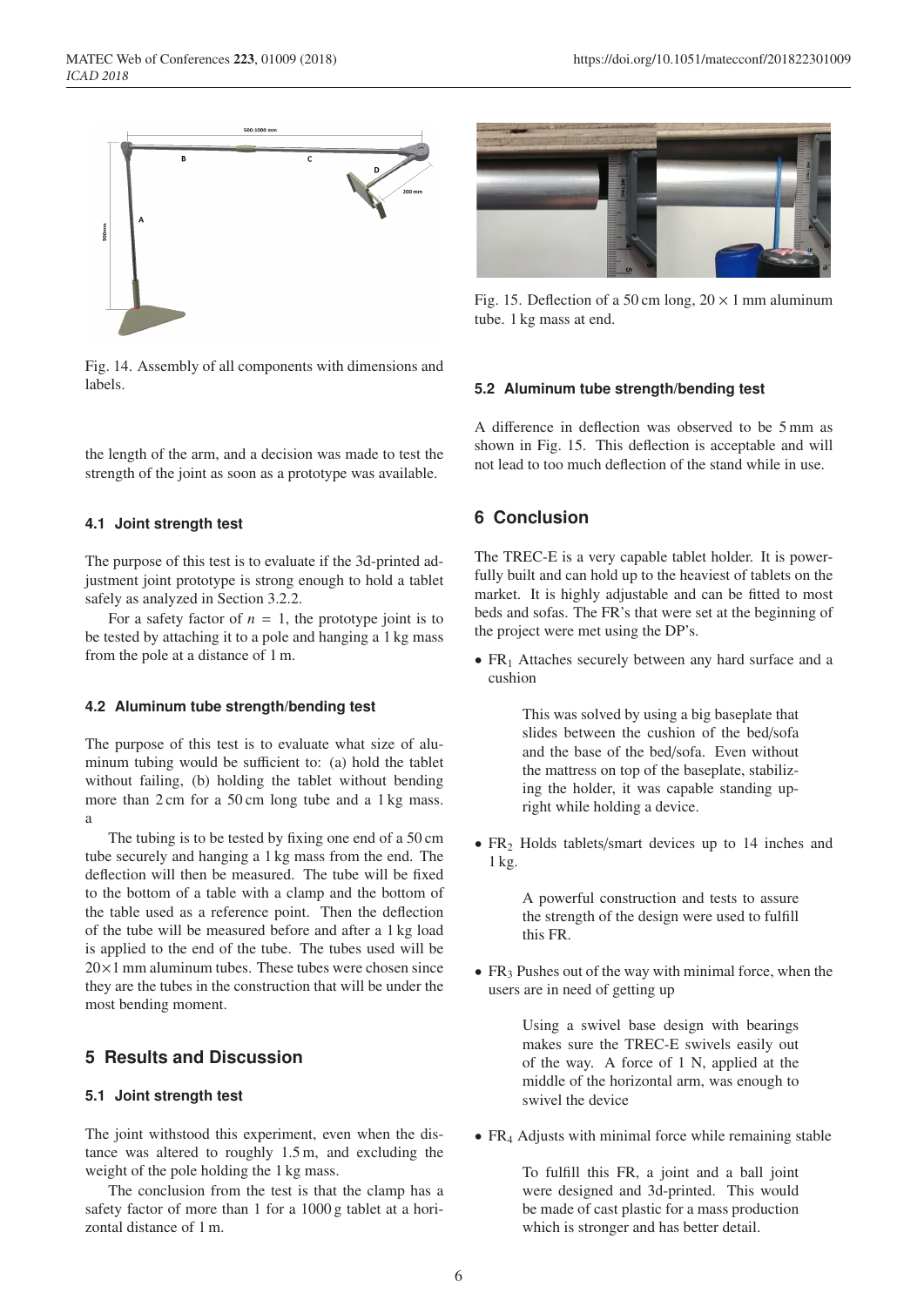Fig. 14. Assembly of all components with dimensions and labels.

the length of the arm, and a decision was made to test the strength of the joint as soon as a prototype was available.

### 4.1 Joint strength test

The purpose of this test is to evaluate if the 3d-printed adjustment joint prototype is strong enough to hold a tablet safely as analyzed in Section 3.2.2.

For a safety factor of $n = 1$, the prototype joint is to be tested by attaching it to a pole and hanging a 1 kg mass from the pole at a distance of 1 m.

### 4.2 Aluminum tube strength/bending test

The purpose of this test is to evaluate what size of aluminum tubing would be sufficient to: (a) hold the tablet without failing, (b) holding the tablet without bending more than 2 cm for a 50 cm long tube and a 1 kg mass. a

The tubing is to be tested by fixing one end of a 50 cm tube securely and hanging a 1 kg mass from the end. The deflection will then be measured. The tube will be fixed to the bottom of a table with a clamp and the bottom of the table used as a reference point. Then the deflection of the tube will be measured before and after a 1 kg load is applied to the end of the tube. The tubes used will be $20 \times 1$ mm aluminum tubes. These tubes were chosen since they are the tubes in the construction that will be under the most bending moment.

## 5 Results and Discussion

### 5.1 Joint strength test

The joint withstood this experiment, even when the distance was altered to roughly 1.5 m, and excluding the weight of the pole holding the 1 kg mass.

The conclusion from the test is that the clamp has a safety factor of more than 1 for a 1000 g tablet at a horizontal distance of 1 m.

Fig. 15. Deflection of a 50 cm long, $20 \times 1$ mm aluminum tube. 1 kg mass at end.

### 5.2 Aluminum tube strength/bending test

A difference in deflection was observed to be 5 mm as shown in Fig. 15. This deflection is acceptable and will not lead to too much deflection of the stand while in use.

## 6 Conclusion

The TREC-E is a very capable tablet holder. It is powerfully built and can hold up to the heaviest of tablets on the market. It is highly adjustable and can be fitted to most beds and sofas. The FR's that were set at the beginning of the project were met using the DP's.

- $FR_1$ Attaches securely between any hard surface and a cushion

  This was solved by using a big baseplate that slides between the cushion of the bed/sofa and the base of the bed/sofa. Even without the mattress on top of the baseplate, stabilizing the holder, it was capable standing upright while holding a device.

- $FR_2$ Holds tablets/smart devices up to 14 inches and 1 kg.

  A powerful construction and tests to assure the strength of the design were used to fulfill this FR.

- $FR_3$ Pushes out of the way with minimal force, when the users are in need of getting up

  Using a swivel base design with bearings makes sure the TREC-E swivels easily out of the way. A force of 1 N, applied at the middle of the horizontal arm, was enough to swivel the device

- $FR_4$ Adjusts with minimal force while remaining stable

  To fulfill this FR, a joint and a ball joint were designed and 3d-printed. This would be made of cast plastic for a mass production which is stronger and has better detail.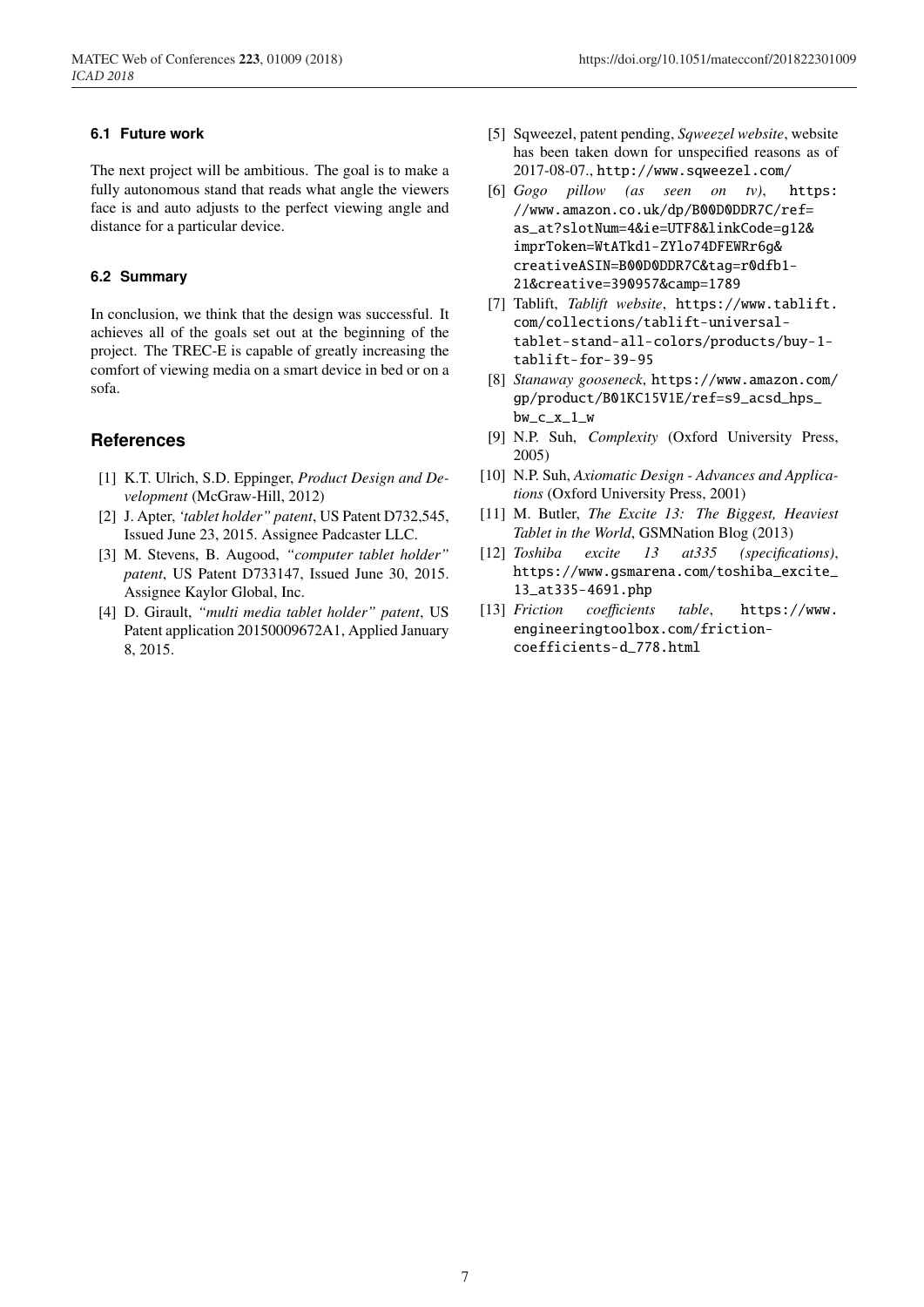### 6.1 Future work

The next project will be ambitious. The goal is to make a fully autonomous stand that reads what angle the viewers face is and auto adjusts to the perfect viewing angle and distance for a particular device.

### 6.2 Summary

In conclusion, we think that the design was successful. It achieves all of the goals set out at the beginning of the project. The TREC-E is capable of greatly increasing the comfort of viewing media on a smart device in bed or on a sofa.

## References

[1] K.T. Ulrich, S.D. Eppinger, *Product Design and Development* (McGraw-Hill, 2012)

[2] J. Apter, *'tablet holder" patent*, US Patent D732,545, Issued June 23, 2015. Assignee Padcaster LLC.

[3] M. Stevens, B. Augood, *"computer tablet holder" patent*, US Patent D733147, Issued June 30, 2015. Assignee Kaylor Global, Inc.

[4] D. Girault, *"multi media tablet holder" patent*, US Patent application 20150009672A1, Applied January 8, 2015.

[5] Sqweezel, patent pending, *Sqweezel website*, website has been taken down for unspecified reasons as of 2017-08-07., http://www.sqweezel.com/

[6] *Gogo pillow (as seen on tv)*, https://www.amazon.co.uk/dp/B00D0DDR7C/ref=as_at?slotNum=4&ie=UTF8&linkCode=g12&imprToken=WtATkd1-ZYlo74DFEWRr6g&creativeASIN=B00D0DDR7C&tag=r0dfb1-21&creative=390957&camp=1789

[7] Tablift, *Tablift website*, https://www.tablift.com/collections/tablift-universal-tablet-stand-all-colors/products/buy-1-tablift-for-39-95

[8] *Stanaway gooseneck*, https://www.amazon.com/gp/product/B01KC15V1E/ref=s9_acsd_hps_bw_c_x_1_w

[9] N.P. Suh, *Complexity* (Oxford University Press, 2005)

[10] N.P. Suh, *Axiomatic Design - Advances and Applications* (Oxford University Press, 2001)

[11] M. Butler, *The Excite 13: The Biggest, Heaviest Tablet in the World*, GSMNation Blog (2013)

[12] *Toshiba excite 13 at335 (specifications)*, https://www.gsmarena.com/toshiba_excite_13_at335-4691.php

[13] *Friction coefficients table*, https://www.engineeringtoolbox.com/friction-coefficients-d_778.html